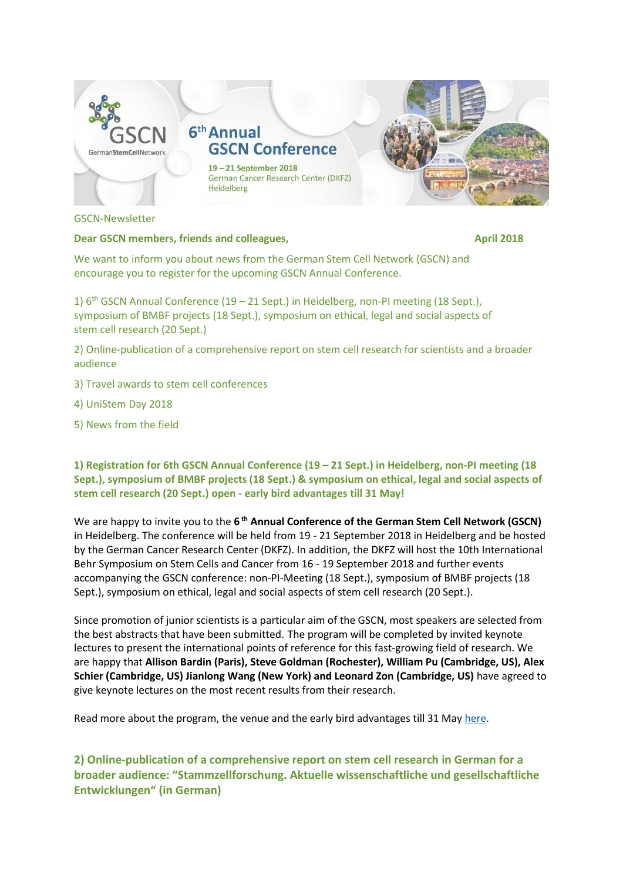6th Annual GSCN Conference

19 – 21 September 2018
German Cancer Research Center (DKFZ)
Heidelberg

GSCN-Newsletter

**Dear GSCN members, friends and colleagues,** **April 2018**

We want to inform you about news from the German Stem Cell Network (GSCN) and encourage you to register for the upcoming GSCN Annual Conference.

1) 6th GSCN Annual Conference (19 – 21 Sept.) in Heidelberg, non-PI meeting (18 Sept.), symposium of BMBF projects (18 Sept.), symposium on ethical, legal and social aspects of stem cell research (20 Sept.)

2) Online-publication of a comprehensive report on stem cell research for scientists and a broader audience

3) Travel awards to stem cell conferences

4) UniStem Day 2018

5) News from the field

## 1) Registration for 6th GSCN Annual Conference (19 – 21 Sept.) in Heidelberg, non-PI meeting (18 Sept.), symposium of BMBF projects (18 Sept.) & symposium on ethical, legal and social aspects of stem cell research (20 Sept.) open - early bird advantages till 31 May!

We are happy to invite you to the **6th Annual Conference of the German Stem Cell Network (GSCN)** in Heidelberg. The conference will be held from 19 - 21 September 2018 in Heidelberg and be hosted by the German Cancer Research Center (DKFZ). In addition, the DKFZ will host the 10th International Behr Symposium on Stem Cells and Cancer from 16 - 19 September 2018 and further events accompanying the GSCN conference: non-PI-Meeting (18 Sept.), symposium of BMBF projects (18 Sept.), symposium on ethical, legal and social aspects of stem cell research (20 Sept.).

Since promotion of junior scientists is a particular aim of the GSCN, most speakers are selected from the best abstracts that have been submitted. The program will be completed by invited keynote lectures to present the international points of reference for this fast-growing field of research. We are happy that **Allison Bardin (Paris), Steve Goldman (Rochester), William Pu (Cambridge, US), Alex Schier (Cambridge, US) Jianlong Wang (New York) and Leonard Zon (Cambridge, US)** have agreed to give keynote lectures on the most recent results from their research.

Read more about the program, the venue and the early bird advantages till 31 May here.

## 2) Online-publication of a comprehensive report on stem cell research in German for a broader audience: "Stammzellforschung. Aktuelle wissenschaftliche und gesellschaftliche Entwicklungen" (in German)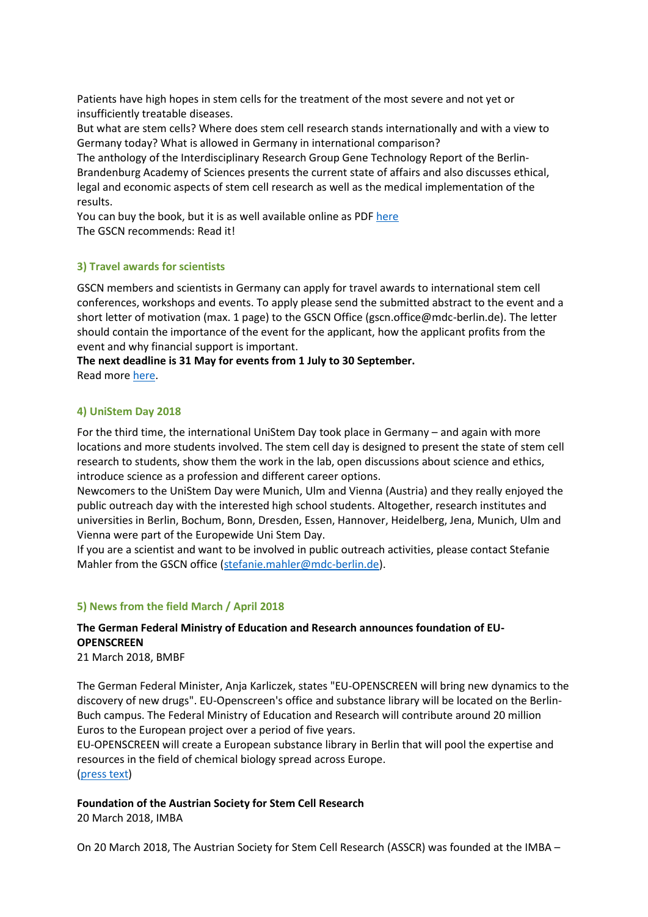Patients have high hopes in stem cells for the treatment of the most severe and not yet or insufficiently treatable diseases.
But what are stem cells? Where does stem cell research stands internationally and with a view to Germany today? What is allowed in Germany in international comparison?
The anthology of the Interdisciplinary Research Group Gene Technology Report of the Berlin-Brandenburg Academy of Sciences presents the current state of affairs and also discusses ethical, legal and economic aspects of stem cell research as well as the medical implementation of the results.
You can buy the book, but it is as well available online as PDF here
The GSCN recommends: Read it!

### 3) Travel awards for scientists

GSCN members and scientists in Germany can apply for travel awards to international stem cell conferences, workshops and events. To apply please send the submitted abstract to the event and a short letter of motivation (max. 1 page) to the GSCN Office (gscn.office@mdc-berlin.de). The letter should contain the importance of the event for the applicant, how the applicant profits from the event and why financial support is important.
**The next deadline is 31 May for events from 1 July to 30 September.**
Read more here.

### 4) UniStem Day 2018

For the third time, the international UniStem Day took place in Germany – and again with more locations and more students involved. The stem cell day is designed to present the state of stem cell research to students, show them the work in the lab, open discussions about science and ethics, introduce science as a profession and different career options.
Newcomers to the UniStem Day were Munich, Ulm and Vienna (Austria) and they really enjoyed the public outreach day with the interested high school students. Altogether, research institutes and universities in Berlin, Bochum, Bonn, Dresden, Essen, Hannover, Heidelberg, Jena, Munich, Ulm and Vienna were part of the Europewide Uni Stem Day.
If you are a scientist and want to be involved in public outreach activities, please contact Stefanie Mahler from the GSCN office (stefanie.mahler@mdc-berlin.de).

### 5) News from the field March / April 2018

**The German Federal Ministry of Education and Research announces foundation of EU-OPENSCREEN**
21 March 2018, BMBF

The German Federal Minister, Anja Karliczek, states "EU-OPENSCREEN will bring new dynamics to the discovery of new drugs". EU-Openscreen's office and substance library will be located on the Berlin-Buch campus. The Federal Ministry of Education and Research will contribute around 20 million Euros to the European project over a period of five years.
EU-OPENSCREEN will create a European substance library in Berlin that will pool the expertise and resources in the field of chemical biology spread across Europe.
(press text)

**Foundation of the Austrian Society for Stem Cell Research**
20 March 2018, IMBA

On 20 March 2018, The Austrian Society for Stem Cell Research (ASSCR) was founded at the IMBA –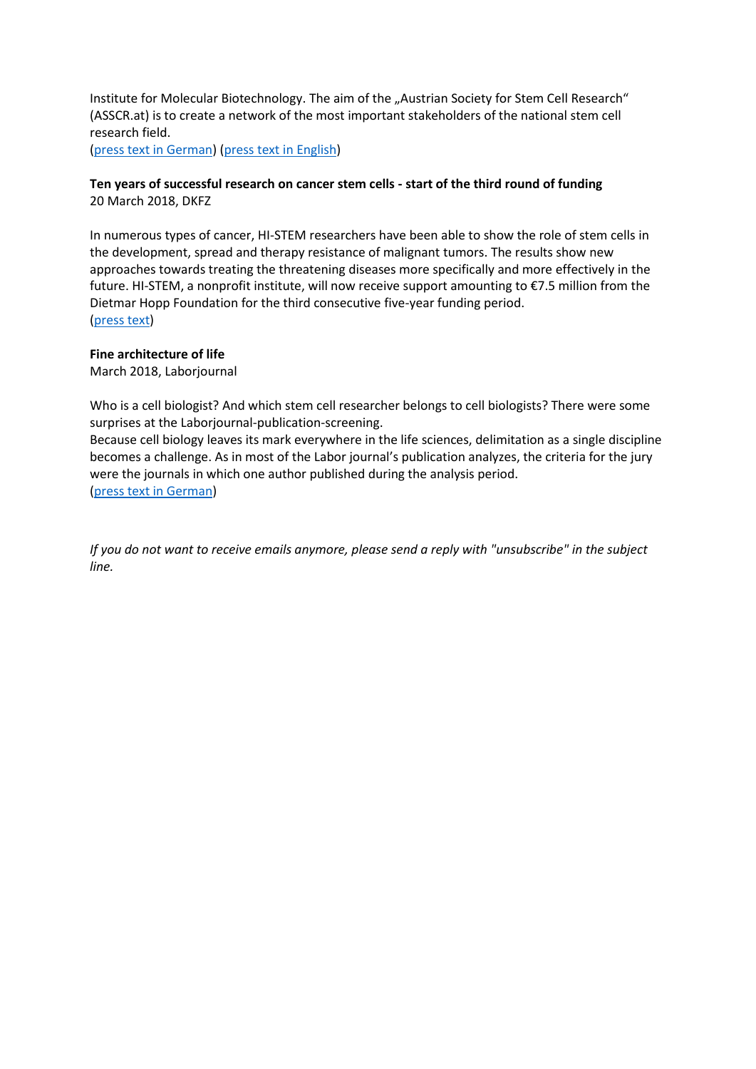Institute for Molecular Biotechnology. The aim of the „Austrian Society for Stem Cell Research" (ASSCR.at) is to create a network of the most important stakeholders of the national stem cell research field.
(press text in German) (press text in English)

**Ten years of successful research on cancer stem cells - start of the third round of funding**
20 March 2018, DKFZ

In numerous types of cancer, HI-STEM researchers have been able to show the role of stem cells in the development, spread and therapy resistance of malignant tumors. The results show new approaches towards treating the threatening diseases more specifically and more effectively in the future. HI-STEM, a nonprofit institute, will now receive support amounting to €7.5 million from the Dietmar Hopp Foundation for the third consecutive five-year funding period.
(press text)

**Fine architecture of life**
March 2018, Laborjournal

Who is a cell biologist? And which stem cell researcher belongs to cell biologists? There were some surprises at the Laborjournal-publication-screening.
Because cell biology leaves its mark everywhere in the life sciences, delimitation as a single discipline becomes a challenge. As in most of the Labor journal's publication analyzes, the criteria for the jury were the journals in which one author published during the analysis period.
(press text in German)

*If you do not want to receive emails anymore, please send a reply with "unsubscribe" in the subject line.*